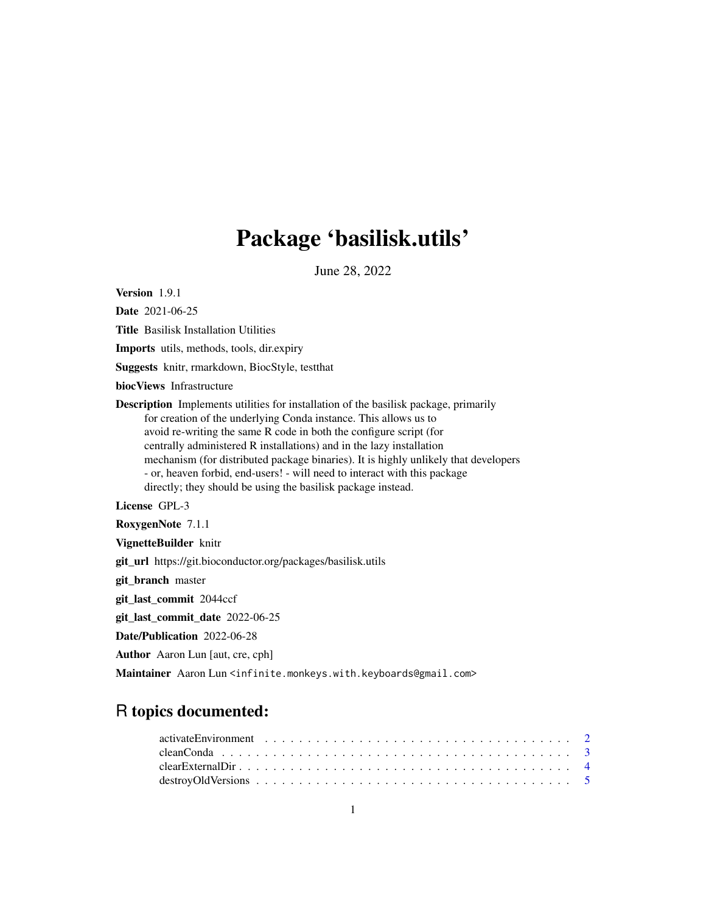# Package 'basilisk.utils'

June 28, 2022

**Version** 1.9.1

**Date** 2021-06-25

**Title** Basilisk Installation Utilities

**Imports** utils, methods, tools, dir.expiry

**Suggests** knitr, rmarkdown, BiocStyle, testthat

**biocViews** Infrastructure

**Description** Implements utilities for installation of the basilisk package, primarily for creation of the underlying Conda instance. This allows us to avoid re-writing the same R code in both the configure script (for centrally administered R installations) and in the lazy installation mechanism (for distributed package binaries). It is highly unlikely that developers - or, heaven forbid, end-users! - will need to interact with this package directly; they should be using the basilisk package instead.

**License** GPL-3

**RoxygenNote** 7.1.1

**VignetteBuilder** knitr

**git_url** https://git.bioconductor.org/packages/basilisk.utils

**git_branch** master

**git_last_commit** 2044ccf

**git_last_commit_date** 2022-06-25

**Date/Publication** 2022-06-28

**Author** Aaron Lun [aut, cre, cph]

**Maintainer** Aaron Lun <infinite.monkeys.with.keyboards@gmail.com>

## R topics documented:

activateEnvironment . . . . . . . . . . . . . . . . . . . . . . . . . . . . . . . . . . . 2
cleanConda . . . . . . . . . . . . . . . . . . . . . . . . . . . . . . . . . . . . . . . . 3
clearExternalDir . . . . . . . . . . . . . . . . . . . . . . . . . . . . . . . . . . . . . 4
destroyOldVersions . . . . . . . . . . . . . . . . . . . . . . . . . . . . . . . . . . . 5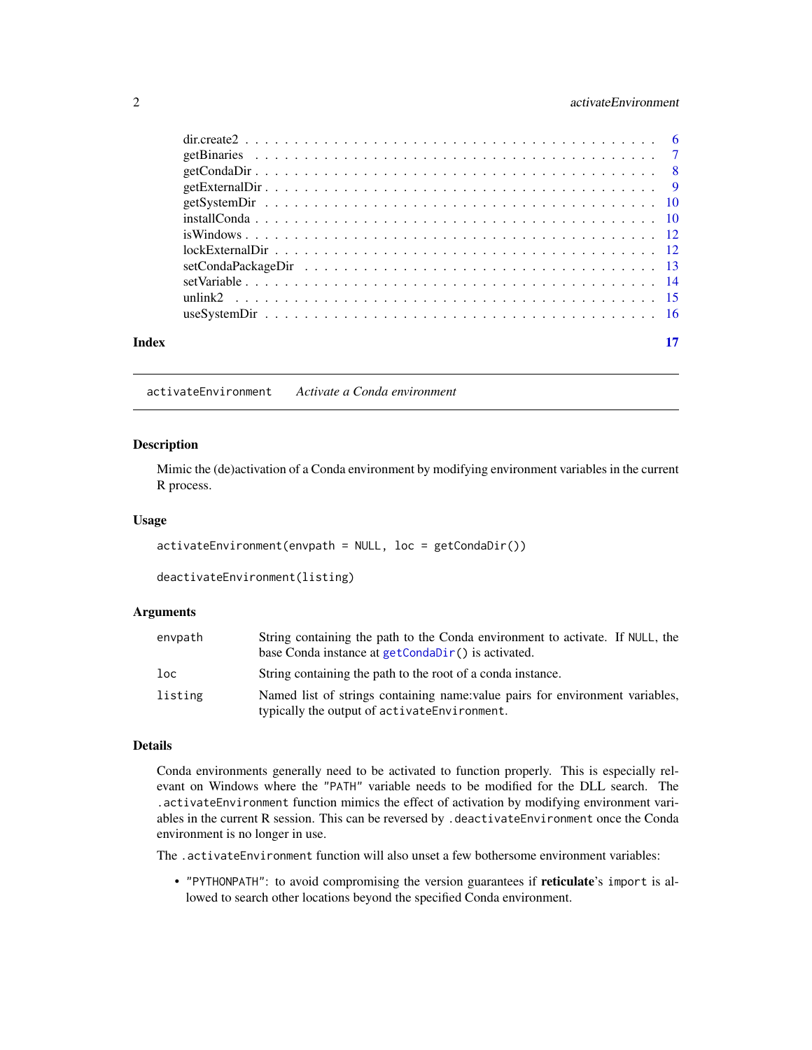dir.create2 . . . . . . . . . . . . . . . . . . . . . . . . . . . . . . . . . . . . . . . . 6
getBinaries . . . . . . . . . . . . . . . . . . . . . . . . . . . . . . . . . . . . . . . . 7
getCondaDir . . . . . . . . . . . . . . . . . . . . . . . . . . . . . . . . . . . . . . . . 8
getExternalDir . . . . . . . . . . . . . . . . . . . . . . . . . . . . . . . . . . . . . . 9
getSystemDir . . . . . . . . . . . . . . . . . . . . . . . . . . . . . . . . . . . . . . . 10
installConda . . . . . . . . . . . . . . . . . . . . . . . . . . . . . . . . . . . . . . . 10
isWindows . . . . . . . . . . . . . . . . . . . . . . . . . . . . . . . . . . . . . . . . 12
lockExternalDir . . . . . . . . . . . . . . . . . . . . . . . . . . . . . . . . . . . . . 12
setCondaPackageDir . . . . . . . . . . . . . . . . . . . . . . . . . . . . . . . . . . . 13
setVariable . . . . . . . . . . . . . . . . . . . . . . . . . . . . . . . . . . . . . . . 14
unlink2 . . . . . . . . . . . . . . . . . . . . . . . . . . . . . . . . . . . . . . . . . 15
useSystemDir . . . . . . . . . . . . . . . . . . . . . . . . . . . . . . . . . . . . . . 16

**Index** **17**

---

`activateEnvironment` *Activate a Conda environment*

---

## Description

Mimic the (de)activation of a Conda environment by modifying environment variables in the current R process.

## Usage

```
activateEnvironment(envpath = NULL, loc = getCondaDir())

deactivateEnvironment(listing)
```

## Arguments

| | |
|---|---|
| `envpath` | String containing the path to the Conda environment to activate. If `NULL`, the base Conda instance at `getCondaDir()` is activated. |
| `loc` | String containing the path to the root of a conda instance. |
| `listing` | Named list of strings containing name:value pairs for environment variables, typically the output of `activateEnvironment`. |

## Details

Conda environments generally need to be activated to function properly. This is especially relevant on Windows where the `"PATH"` variable needs to be modified for the DLL search. The `.activateEnvironment` function mimics the effect of activation by modifying environment variables in the current R session. This can be reversed by `.deactivateEnvironment` once the Conda environment is no longer in use.

The `.activateEnvironment` function will also unset a few bothersome environment variables:

- `"PYTHONPATH"`: to avoid compromising the version guarantees if **reticulate**'s `import` is allowed to search other locations beyond the specified Conda environment.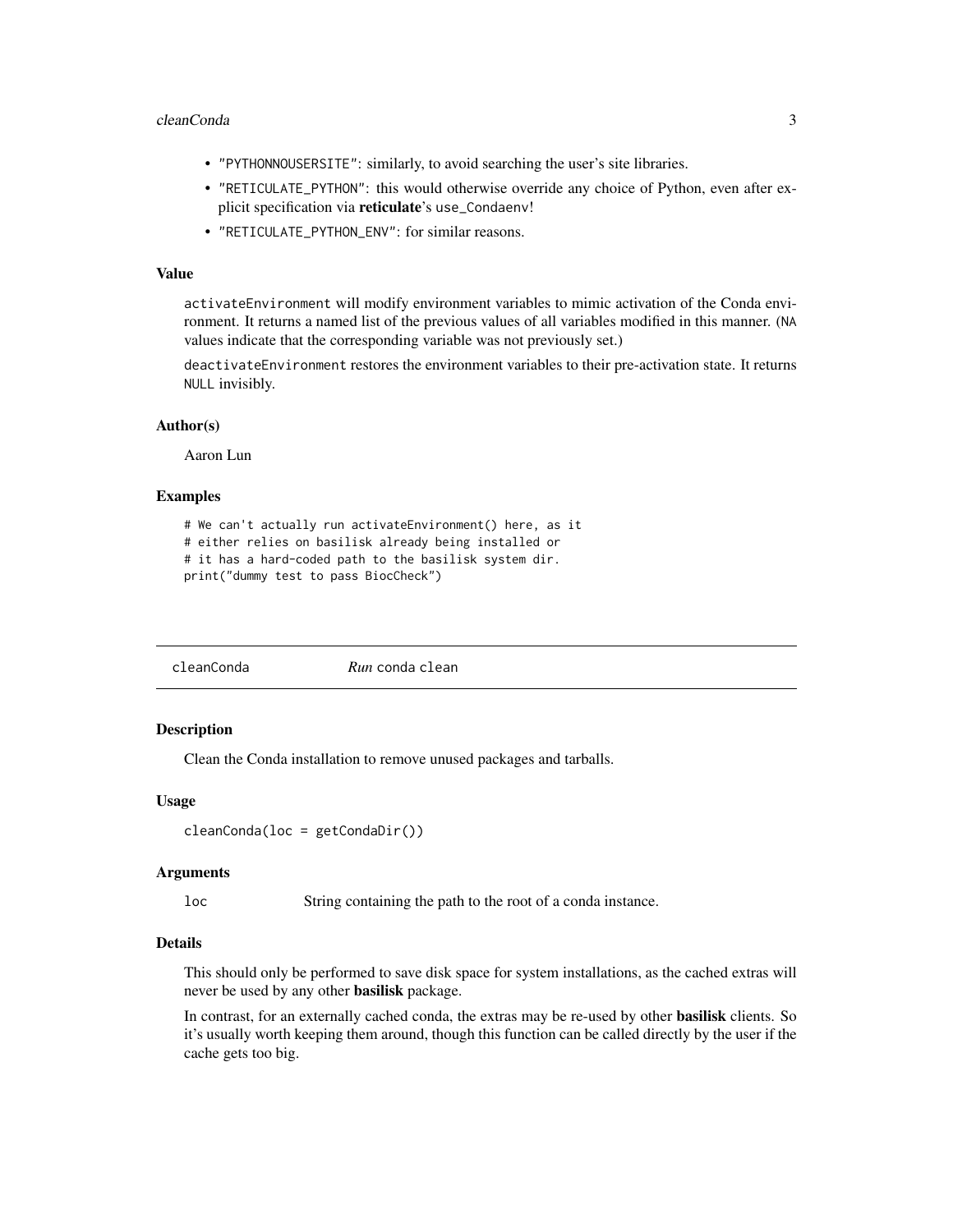- "PYTHONNOUSERSITE": similarly, to avoid searching the user's site libraries.
- "RETICULATE_PYTHON": this would otherwise override any choice of Python, even after explicit specification via **reticulate**'s `use_Condaenv`!
- "RETICULATE_PYTHON_ENV": for similar reasons.

### Value

`activateEnvironment` will modify environment variables to mimic activation of the Conda environment. It returns a named list of the previous values of all variables modified in this manner. (`NA` values indicate that the corresponding variable was not previously set.)

`deactivateEnvironment` restores the environment variables to their pre-activation state. It returns `NULL` invisibly.

### Author(s)

Aaron Lun

### Examples

```
# We can't actually run activateEnvironment() here, as it
# either relies on basilisk already being installed or
# it has a hard-coded path to the basilisk system dir.
print("dummy test to pass BiocCheck")
```

---

## cleanConda — *Run* `conda clean`

### Description

Clean the Conda installation to remove unused packages and tarballs.

### Usage

```
cleanConda(loc = getCondaDir())
```

### Arguments

| | |
|---|---|
| `loc` | String containing the path to the root of a conda instance. |

### Details

This should only be performed to save disk space for system installations, as the cached extras will never be used by any other **basilisk** package.

In contrast, for an externally cached conda, the extras may be re-used by other **basilisk** clients. So it's usually worth keeping them around, though this function can be called directly by the user if the cache gets too big.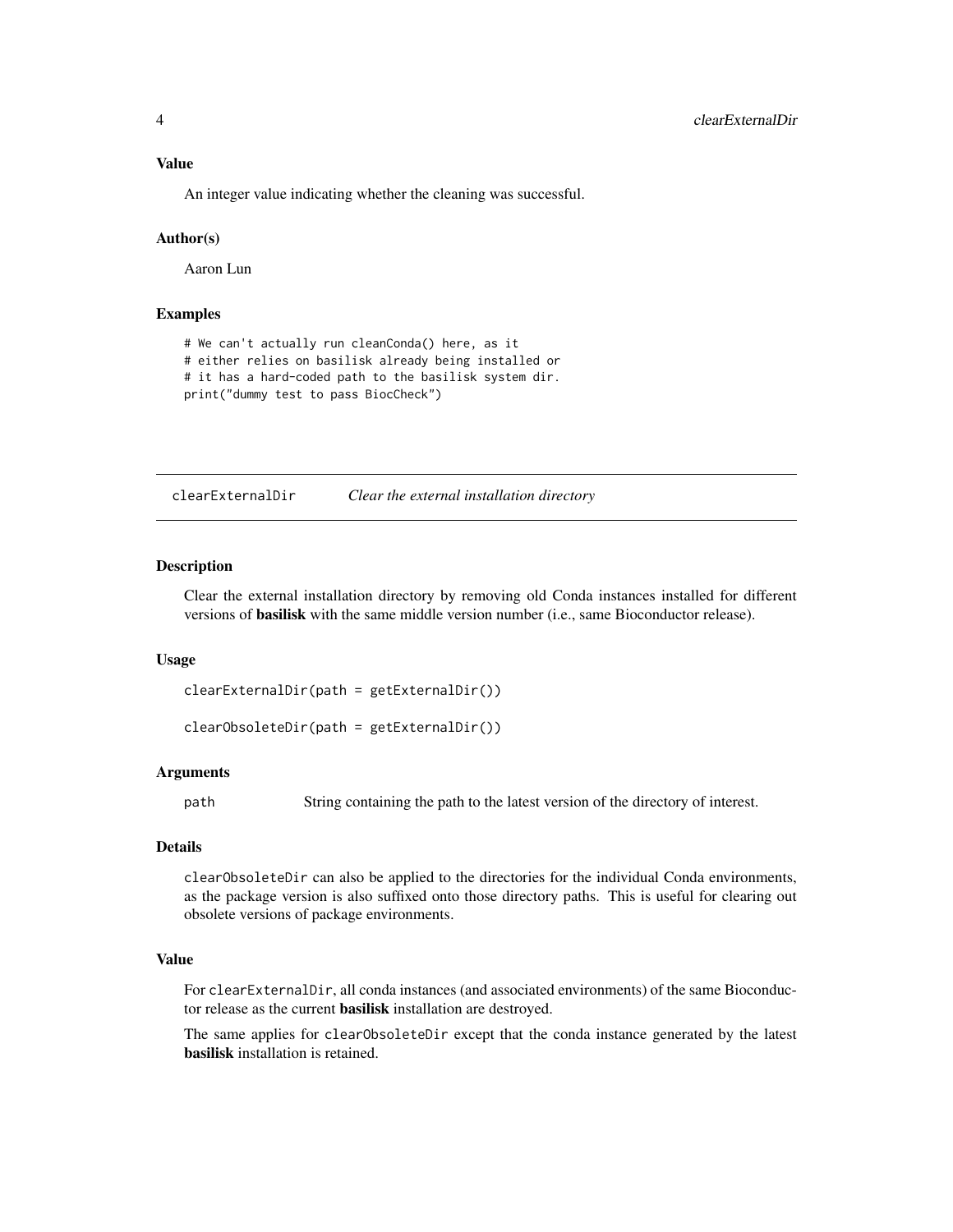### Value

An integer value indicating whether the cleaning was successful.

### Author(s)

Aaron Lun

### Examples

```
# We can't actually run cleanConda() here, as it
# either relies on basilisk already being installed or
# it has a hard-coded path to the basilisk system dir.
print("dummy test to pass BiocCheck")
```

---

## clearExternalDir *Clear the external installation directory*

---

### Description

Clear the external installation directory by removing old Conda instances installed for different versions of **basilisk** with the same middle version number (i.e., same Bioconductor release).

### Usage

```
clearExternalDir(path = getExternalDir())

clearObsoleteDir(path = getExternalDir())
```

### Arguments

| | |
|---|---|
| path | String containing the path to the latest version of the directory of interest. |

### Details

`clearObsoleteDir` can also be applied to the directories for the individual Conda environments, as the package version is also suffixed onto those directory paths. This is useful for clearing out obsolete versions of package environments.

### Value

For `clearExternalDir`, all conda instances (and associated environments) of the same Bioconductor release as the current **basilisk** installation are destroyed.

The same applies for `clearObsoleteDir` except that the conda instance generated by the latest **basilisk** installation is retained.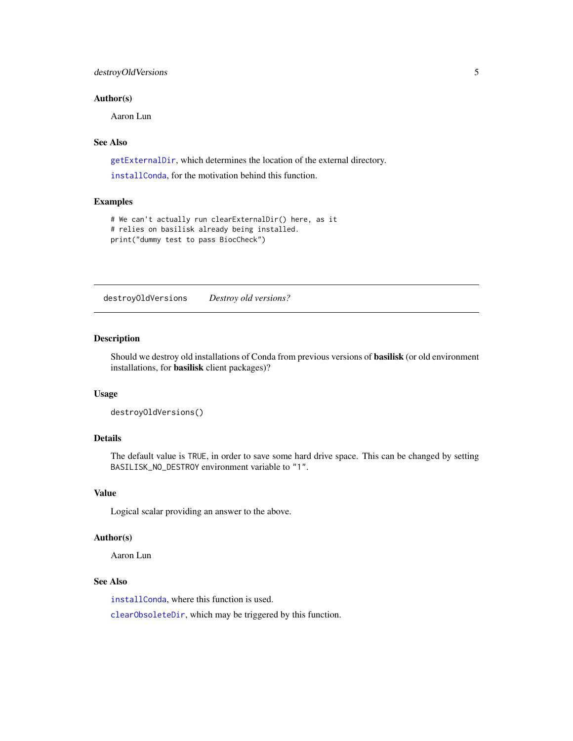### Author(s)

Aaron Lun

### See Also

getExternalDir, which determines the location of the external directory.

installConda, for the motivation behind this function.

### Examples

```
# We can't actually run clearExternalDir() here, as it
# relies on basilisk already being installed.
print("dummy test to pass BiocCheck")
```

---

## destroyOldVersions *Destroy old versions?*

---

### Description

Should we destroy old installations of Conda from previous versions of **basilisk** (or old environment installations, for **basilisk** client packages)?

### Usage

```
destroyOldVersions()
```

### Details

The default value is `TRUE`, in order to save some hard drive space. This can be changed by setting `BASILISK_NO_DESTROY` environment variable to `"1"`.

### Value

Logical scalar providing an answer to the above.

### Author(s)

Aaron Lun

### See Also

installConda, where this function is used.

clearObsoleteDir, which may be triggered by this function.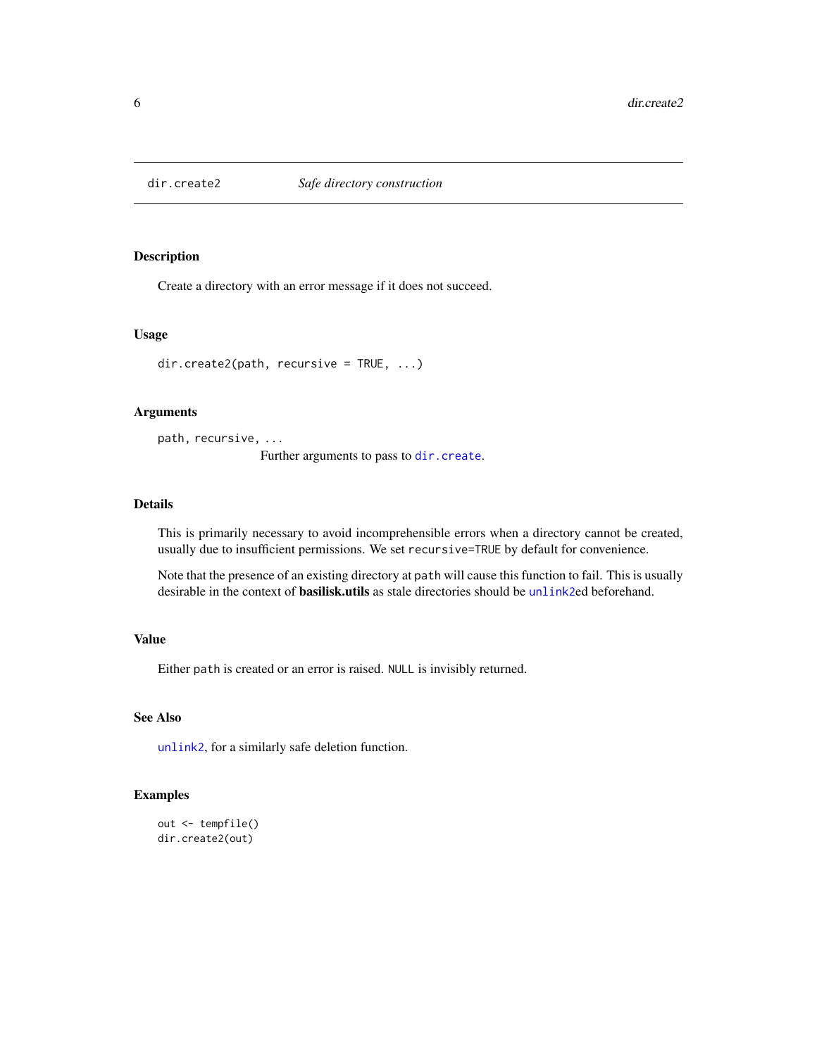## dir.create2 — *Safe directory construction*

### Description

Create a directory with an error message if it does not succeed.

### Usage

```
dir.create2(path, recursive = TRUE, ...)
```

### Arguments

`path, recursive, ...`
: Further arguments to pass to `dir.create`.

### Details

This is primarily necessary to avoid incomprehensible errors when a directory cannot be created, usually due to insufficient permissions. We set `recursive=TRUE` by default for convenience.

Note that the presence of an existing directory at `path` will cause this function to fail. This is usually desirable in the context of **basilisk.utils** as stale directories should be `unlink2`ed beforehand.

### Value

Either `path` is created or an error is raised. `NULL` is invisibly returned.

### See Also

`unlink2`, for a similarly safe deletion function.

### Examples

```
out <- tempfile()
dir.create2(out)
```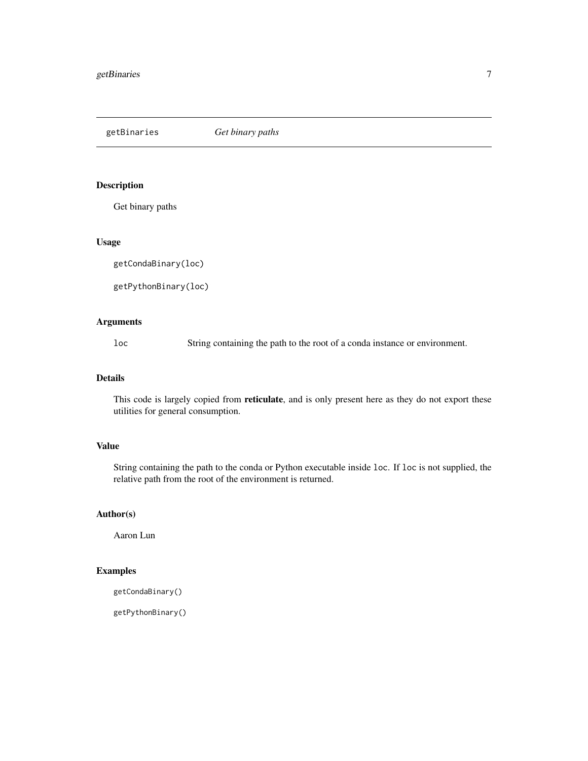## getBinaries *Get binary paths*

### Description

Get binary paths

### Usage

```
getCondaBinary(loc)

getPythonBinary(loc)
```

### Arguments

| | |
|---|---|
| `loc` | String containing the path to the root of a conda instance or environment. |

### Details

This code is largely copied from **reticulate**, and is only present here as they do not export these utilities for general consumption.

### Value

String containing the path to the conda or Python executable inside `loc`. If `loc` is not supplied, the relative path from the root of the environment is returned.

### Author(s)

Aaron Lun

### Examples

```
getCondaBinary()

getPythonBinary()
```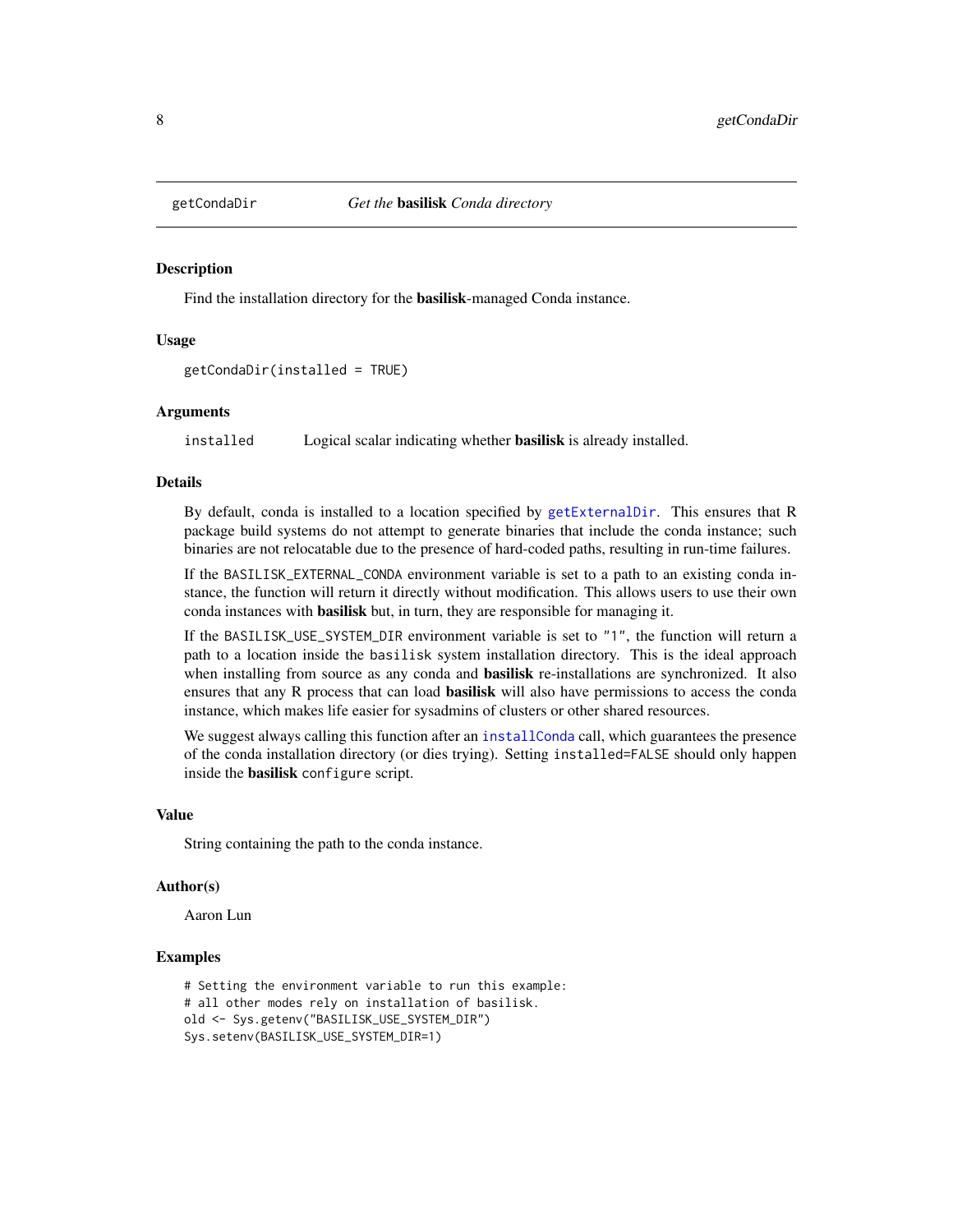# getCondaDir — *Get the* **basilisk** *Conda directory*

## Description

Find the installation directory for the **basilisk**-managed Conda instance.

## Usage

```
getCondaDir(installed = TRUE)
```

## Arguments

installed — Logical scalar indicating whether **basilisk** is already installed.

## Details

By default, conda is installed to a location specified by `getExternalDir`. This ensures that R package build systems do not attempt to generate binaries that include the conda instance; such binaries are not relocatable due to the presence of hard-coded paths, resulting in run-time failures.

If the `BASILISK_EXTERNAL_CONDA` environment variable is set to a path to an existing conda instance, the function will return it directly without modification. This allows users to use their own conda instances with **basilisk** but, in turn, they are responsible for managing it.

If the `BASILISK_USE_SYSTEM_DIR` environment variable is set to `"1"`, the function will return a path to a location inside the `basilisk` system installation directory. This is the ideal approach when installing from source as any conda and **basilisk** re-installations are synchronized. It also ensures that any R process that can load **basilisk** will also have permissions to access the conda instance, which makes life easier for sysadmins of clusters or other shared resources.

We suggest always calling this function after an `installConda` call, which guarantees the presence of the conda installation directory (or dies trying). Setting `installed=FALSE` should only happen inside the **basilisk** `configure` script.

## Value

String containing the path to the conda instance.

## Author(s)

Aaron Lun

## Examples

```
# Setting the environment variable to run this example:
# all other modes rely on installation of basilisk.
old <- Sys.getenv("BASILISK_USE_SYSTEM_DIR")
Sys.setenv(BASILISK_USE_SYSTEM_DIR=1)
```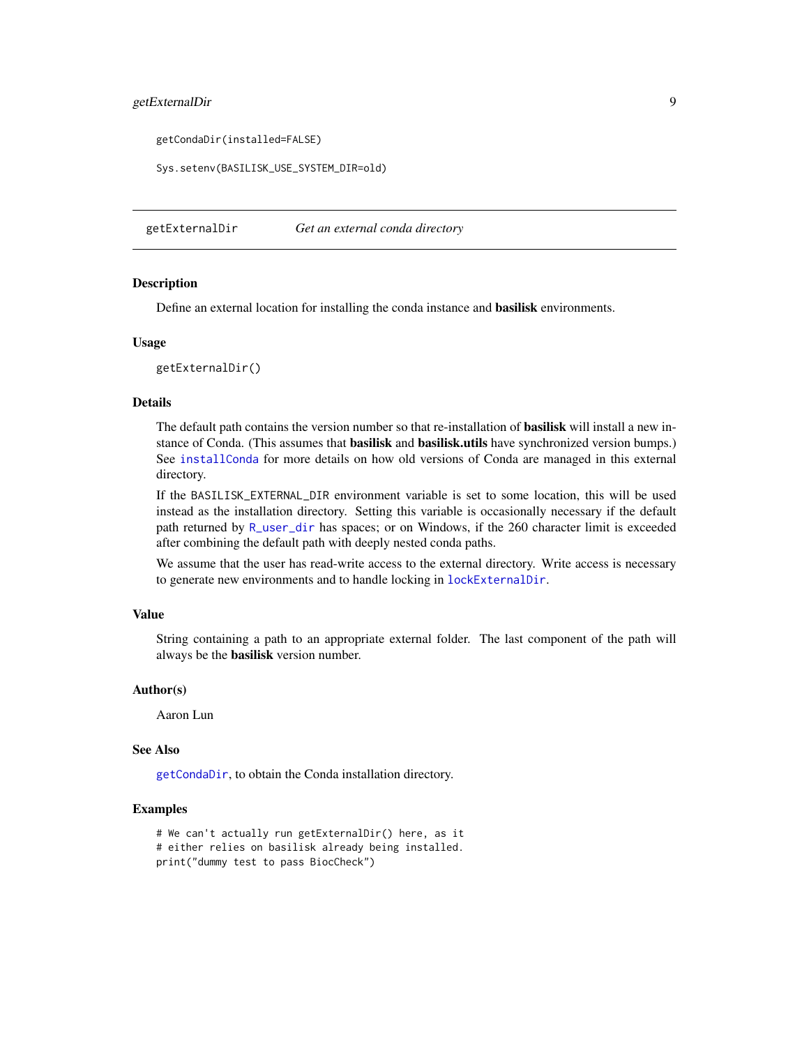```
getCondaDir(installed=FALSE)

Sys.setenv(BASILISK_USE_SYSTEM_DIR=old)
```

## getExternalDir *Get an external conda directory*

### Description

Define an external location for installing the conda instance and **basilisk** environments.

### Usage

```
getExternalDir()
```

### Details

The default path contains the version number so that re-installation of **basilisk** will install a new instance of Conda. (This assumes that **basilisk** and **basilisk.utils** have synchronized version bumps.) See `installConda` for more details on how old versions of Conda are managed in this external directory.

If the `BASILISK_EXTERNAL_DIR` environment variable is set to some location, this will be used instead as the installation directory. Setting this variable is occasionally necessary if the default path returned by `R_user_dir` has spaces; or on Windows, if the 260 character limit is exceeded after combining the default path with deeply nested conda paths.

We assume that the user has read-write access to the external directory. Write access is necessary to generate new environments and to handle locking in `lockExternalDir`.

### Value

String containing a path to an appropriate external folder. The last component of the path will always be the **basilisk** version number.

### Author(s)

Aaron Lun

### See Also

`getCondaDir`, to obtain the Conda installation directory.

### Examples

```
# We can't actually run getExternalDir() here, as it
# either relies on basilisk already being installed.
print("dummy test to pass BiocCheck")
```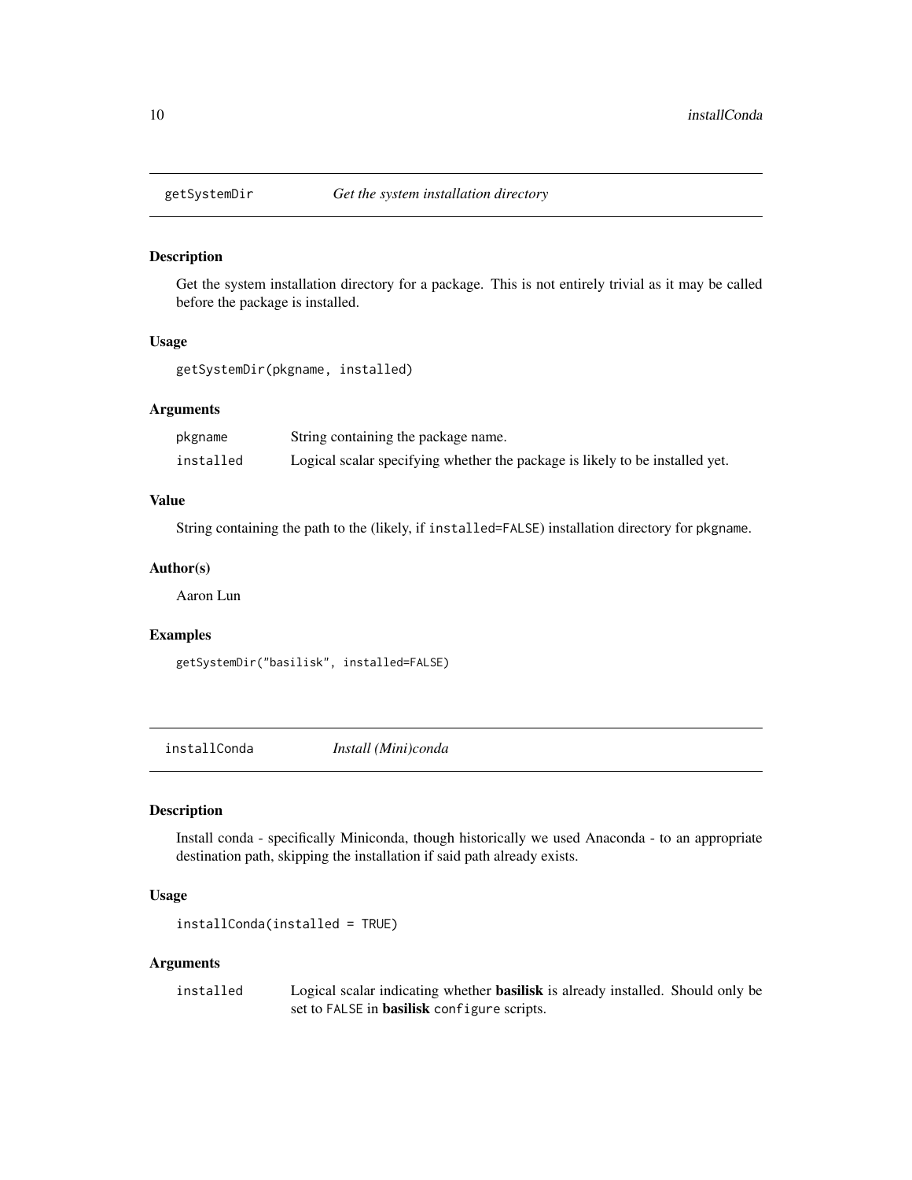## getSystemDir *Get the system installation directory*

### Description

Get the system installation directory for a package. This is not entirely trivial as it may be called before the package is installed.

### Usage

```
getSystemDir(pkgname, installed)
```

### Arguments

| | |
|---|---|
| pkgname | String containing the package name. |
| installed | Logical scalar specifying whether the package is likely to be installed yet. |

### Value

String containing the path to the (likely, if `installed=FALSE`) installation directory for `pkgname`.

### Author(s)

Aaron Lun

### Examples

```
getSystemDir("basilisk", installed=FALSE)
```

## installConda *Install (Mini)conda*

### Description

Install conda - specifically Miniconda, though historically we used Anaconda - to an appropriate destination path, skipping the installation if said path already exists.

### Usage

```
installConda(installed = TRUE)
```

### Arguments

| | |
|---|---|
| installed | Logical scalar indicating whether **basilisk** is already installed. Should only be set to `FALSE` in **basilisk** `configure` scripts. |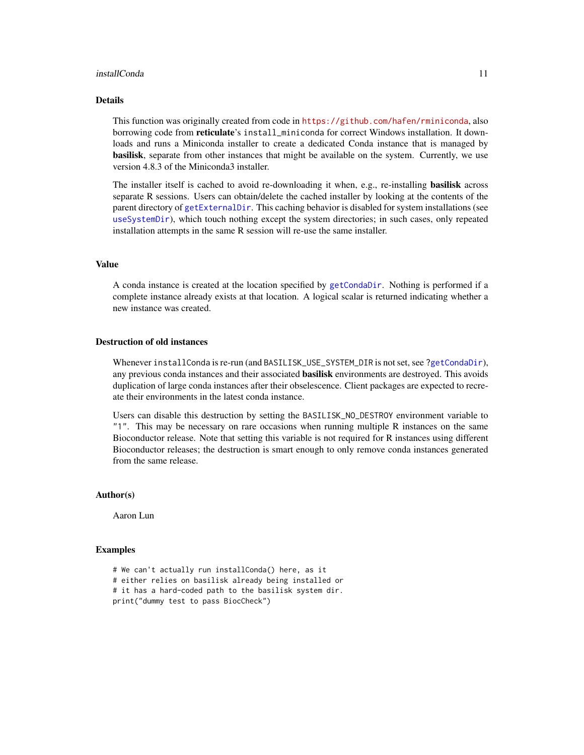## Details

This function was originally created from code in https://github.com/hafen/rminiconda, also borrowing code from **reticulate**'s `install_miniconda` for correct Windows installation. It downloads and runs a Miniconda installer to create a dedicated Conda instance that is managed by **basilisk**, separate from other instances that might be available on the system. Currently, we use version 4.8.3 of the Miniconda3 installer.

The installer itself is cached to avoid re-downloading it when, e.g., re-installing **basilisk** across separate R sessions. Users can obtain/delete the cached installer by looking at the contents of the parent directory of `getExternalDir`. This caching behavior is disabled for system installations (see `useSystemDir`), which touch nothing except the system directories; in such cases, only repeated installation attempts in the same R session will re-use the same installer.

## Value

A conda instance is created at the location specified by `getCondaDir`. Nothing is performed if a complete instance already exists at that location. A logical scalar is returned indicating whether a new instance was created.

## Destruction of old instances

Whenever `installConda` is re-run (and `BASILISK_USE_SYSTEM_DIR` is not set, see `?getCondaDir`), any previous conda instances and their associated **basilisk** environments are destroyed. This avoids duplication of large conda instances after their obselescence. Client packages are expected to recreate their environments in the latest conda instance.

Users can disable this destruction by setting the `BASILISK_NO_DESTROY` environment variable to `"1"`. This may be necessary on rare occasions when running multiple R instances on the same Bioconductor release. Note that setting this variable is not required for R instances using different Bioconductor releases; the destruction is smart enough to only remove conda instances generated from the same release.

## Author(s)

Aaron Lun

## Examples

```
# We can't actually run installConda() here, as it
# either relies on basilisk already being installed or
# it has a hard-coded path to the basilisk system dir.
print("dummy test to pass BiocCheck")
```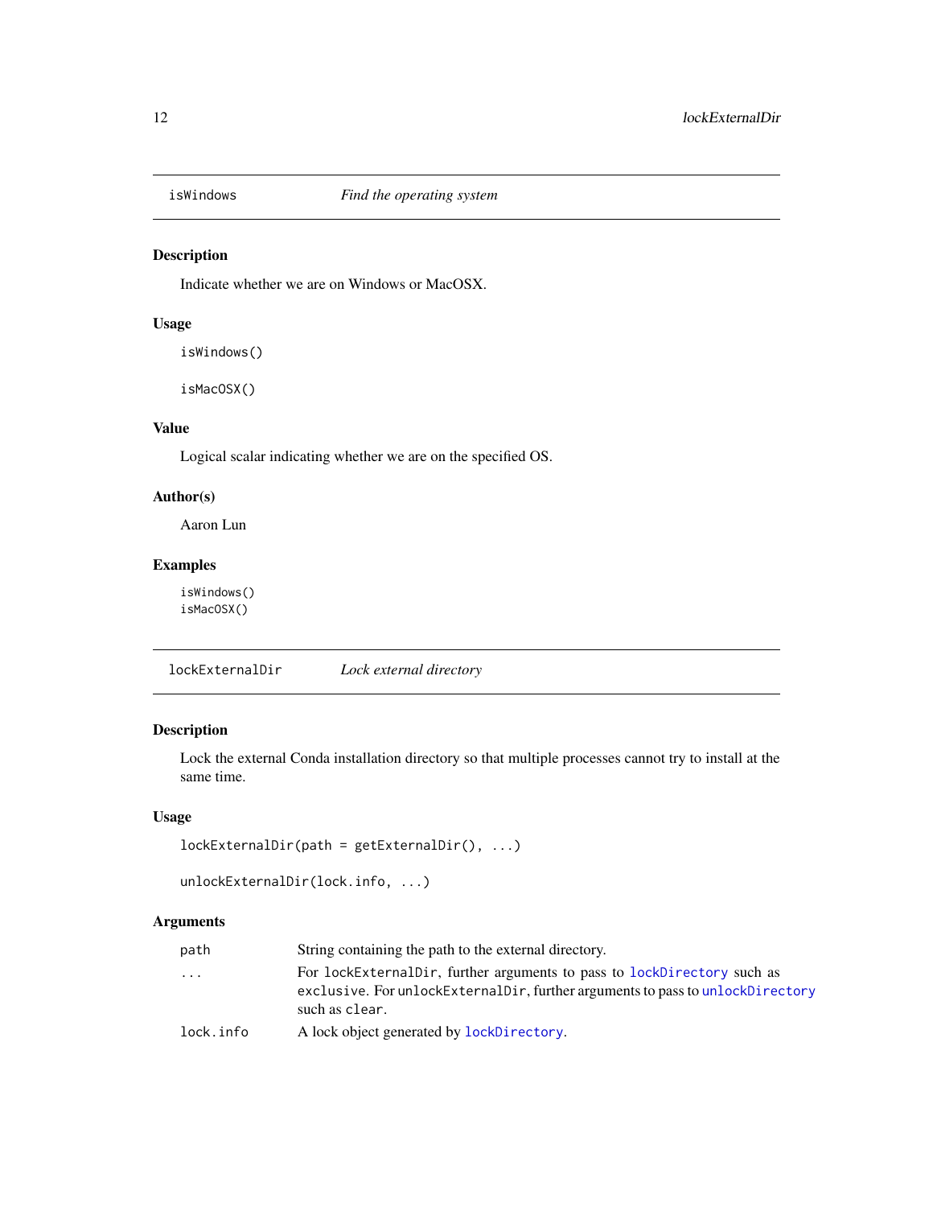## isWindows — *Find the operating system*

### Description

Indicate whether we are on Windows or MacOSX.

### Usage

```
isWindows()

isMacOSX()
```

### Value

Logical scalar indicating whether we are on the specified OS.

### Author(s)

Aaron Lun

### Examples

```
isWindows()
isMacOSX()
```

## lockExternalDir — *Lock external directory*

### Description

Lock the external Conda installation directory so that multiple processes cannot try to install at the same time.

### Usage

```
lockExternalDir(path = getExternalDir(), ...)

unlockExternalDir(lock.info, ...)
```

### Arguments

| | |
|---|---|
| path | String containing the path to the external directory. |
| ... | For `lockExternalDir`, further arguments to pass to `lockDirectory` such as `exclusive`. For `unlockExternalDir`, further arguments to pass to `unlockDirectory` such as `clear`. |
| lock.info | A lock object generated by `lockDirectory`. |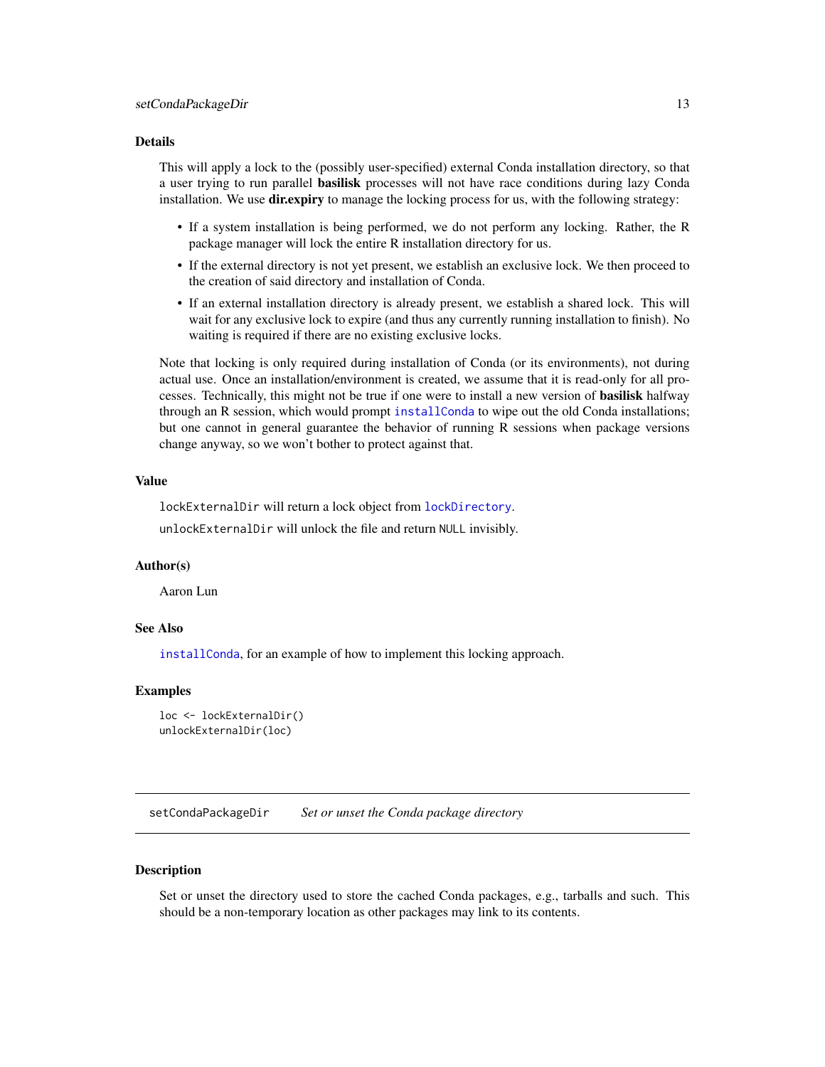### Details

This will apply a lock to the (possibly user-specified) external Conda installation directory, so that a user trying to run parallel **basilisk** processes will not have race conditions during lazy Conda installation. We use **dir.expiry** to manage the locking process for us, with the following strategy:

- If a system installation is being performed, we do not perform any locking. Rather, the R package manager will lock the entire R installation directory for us.
- If the external directory is not yet present, we establish an exclusive lock. We then proceed to the creation of said directory and installation of Conda.
- If an external installation directory is already present, we establish a shared lock. This will wait for any exclusive lock to expire (and thus any currently running installation to finish). No waiting is required if there are no existing exclusive locks.

Note that locking is only required during installation of Conda (or its environments), not during actual use. Once an installation/environment is created, we assume that it is read-only for all processes. Technically, this might not be true if one were to install a new version of **basilisk** halfway through an R session, which would prompt `installConda` to wipe out the old Conda installations; but one cannot in general guarantee the behavior of running R sessions when package versions change anyway, so we won't bother to protect against that.

### Value

`lockExternalDir` will return a lock object from `lockDirectory`.

`unlockExternalDir` will unlock the file and return `NULL` invisibly.

### Author(s)

Aaron Lun

### See Also

`installConda`, for an example of how to implement this locking approach.

### Examples

```
loc <- lockExternalDir()
unlockExternalDir(loc)
```

---

## setCondaPackageDir *Set or unset the Conda package directory*

---

### Description

Set or unset the directory used to store the cached Conda packages, e.g., tarballs and such. This should be a non-temporary location as other packages may link to its contents.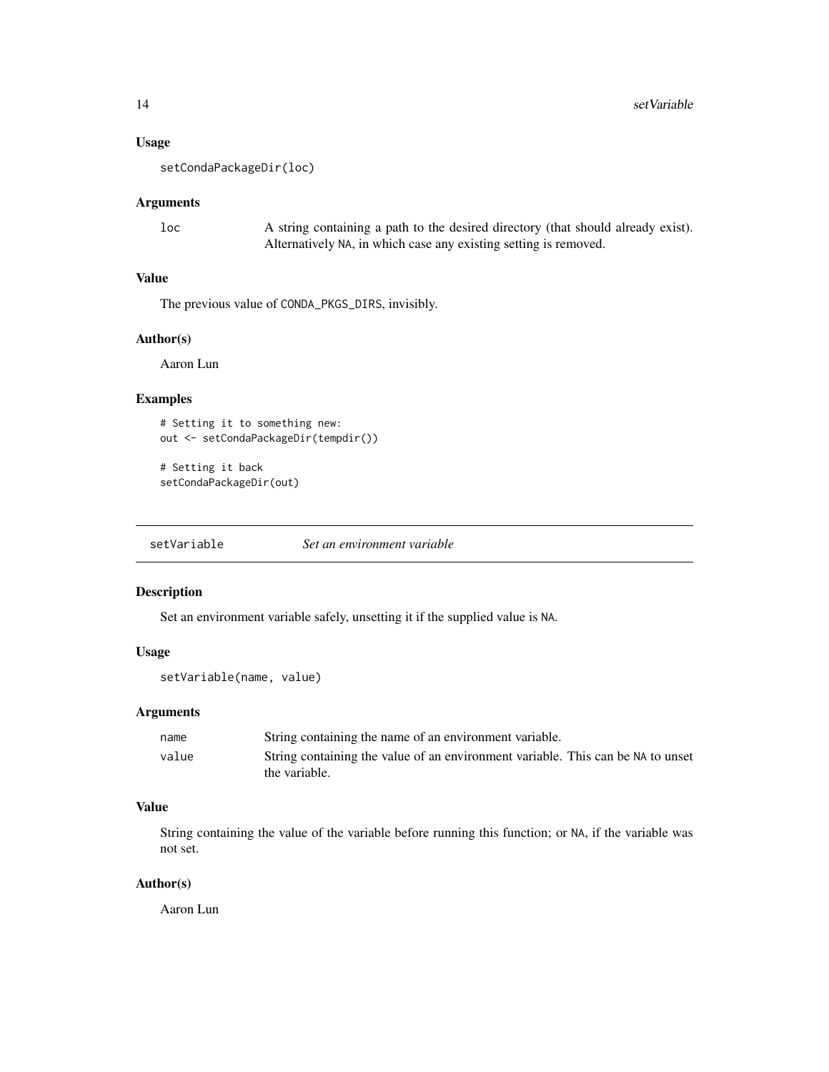### Usage

```
setCondaPackageDir(loc)
```

### Arguments

| | |
|---|---|
| loc | A string containing a path to the desired directory (that should already exist). Alternatively NA, in which case any existing setting is removed. |

### Value

The previous value of CONDA_PKGS_DIRS, invisibly.

### Author(s)

Aaron Lun

### Examples

```
# Setting it to something new:
out <- setCondaPackageDir(tempdir())

# Setting it back
setCondaPackageDir(out)
```

---

## setVariable — *Set an environment variable*

---

### Description

Set an environment variable safely, unsetting it if the supplied value is NA.

### Usage

```
setVariable(name, value)
```

### Arguments

| | |
|---|---|
| name | String containing the name of an environment variable. |
| value | String containing the value of an environment variable. This can be NA to unset the variable. |

### Value

String containing the value of the variable before running this function; or NA, if the variable was not set.

### Author(s)

Aaron Lun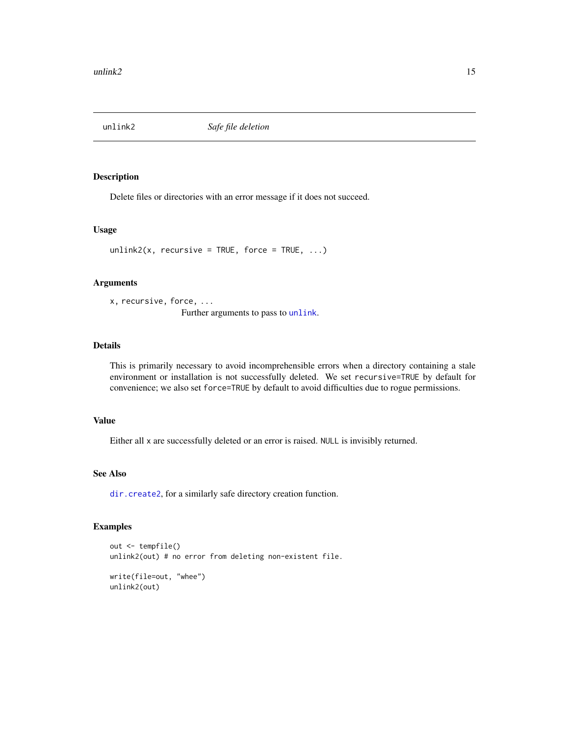# unlink2 — *Safe file deletion*

## Description

Delete files or directories with an error message if it does not succeed.

## Usage

```
unlink2(x, recursive = TRUE, force = TRUE, ...)
```

## Arguments

`x, recursive, force, ...`
: Further arguments to pass to `unlink`.

## Details

This is primarily necessary to avoid incomprehensible errors when a directory containing a stale environment or installation is not successfully deleted. We set `recursive=TRUE` by default for convenience; we also set `force=TRUE` by default to avoid difficulties due to rogue permissions.

## Value

Either all `x` are successfully deleted or an error is raised. `NULL` is invisibly returned.

## See Also

`dir.create2`, for a similarly safe directory creation function.

## Examples

```
out <- tempfile()
unlink2(out) # no error from deleting non-existent file.

write(file=out, "whee")
unlink2(out)
```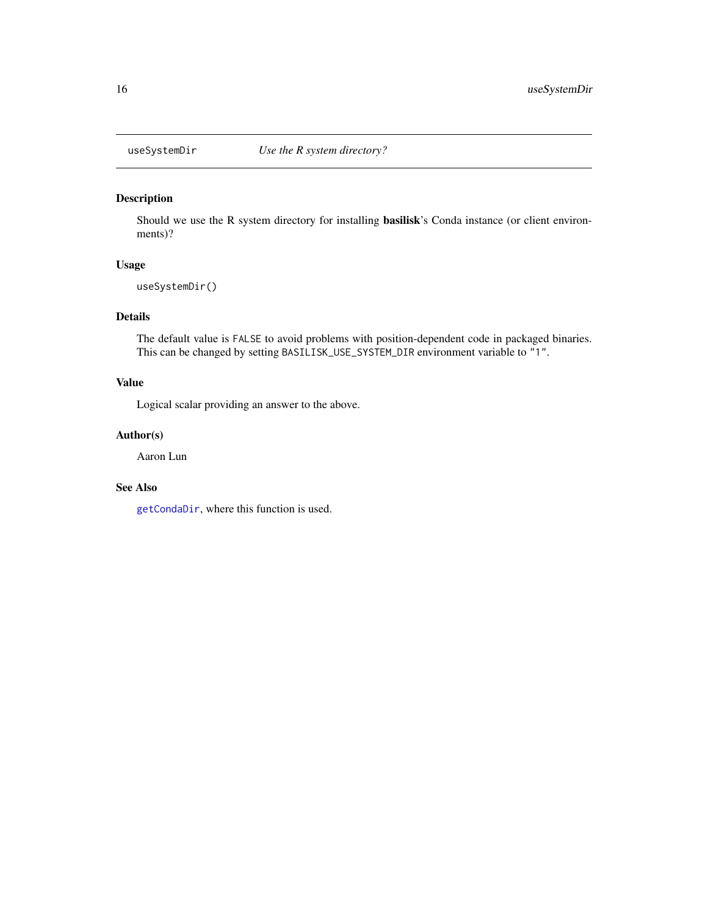# useSystemDir — *Use the R system directory?*

## Description

Should we use the R system directory for installing **basilisk**'s Conda instance (or client environments)?

## Usage

```
useSystemDir()
```

## Details

The default value is `FALSE` to avoid problems with position-dependent code in packaged binaries. This can be changed by setting `BASILISK_USE_SYSTEM_DIR` environment variable to `"1"`.

## Value

Logical scalar providing an answer to the above.

## Author(s)

Aaron Lun

## See Also

`getCondaDir`, where this function is used.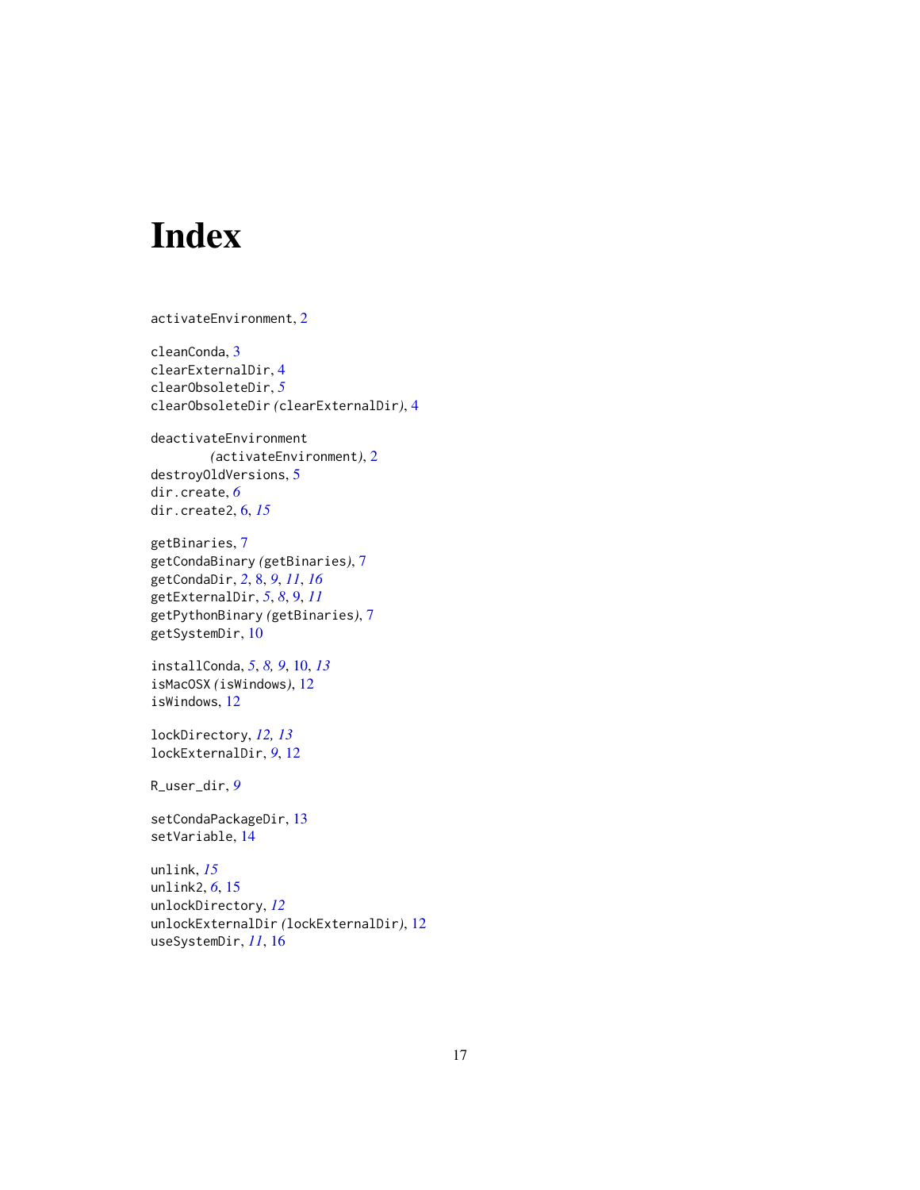# Index

activateEnvironment, 2

cleanConda, 3
clearExternalDir, 4
clearObsoleteDir, *5*
clearObsoleteDir *(*clearExternalDir*)*, 4

deactivateEnvironment
*(*activateEnvironment*)*, 2
destroyOldVersions, 5
dir.create, *6*
dir.create2, 6, *15*

getBinaries, 7
getCondaBinary *(*getBinaries*)*, 7
getCondaDir, *2*, 8, *9*, *11*, *16*
getExternalDir, *5*, *8*, 9, *11*
getPythonBinary *(*getBinaries*)*, 7
getSystemDir, 10

installConda, *5*, *8*, *9*, 10, *13*
isMacOSX *(*isWindows*)*, 12
isWindows, 12

lockDirectory, *12*, *13*
lockExternalDir, *9*, 12

R_user_dir, *9*

setCondaPackageDir, 13
setVariable, 14

unlink, *15*
unlink2, *6*, 15
unlockDirectory, *12*
unlockExternalDir *(*lockExternalDir*)*, 12
useSystemDir, *11*, 16